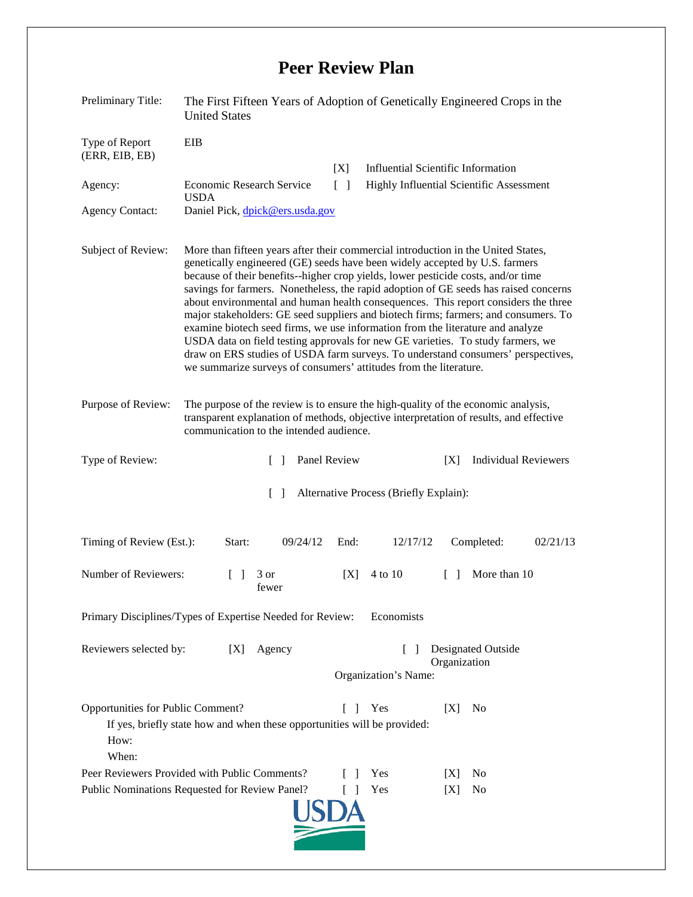# Peer Review Plan

| | |
|---|---|
| Preliminary Title: | The First Fifteen Years of Adoption of Genetically Engineered Crops in the United States |
| Type of Report (ERR, EIB, EB) | EIB |
| Agency: | Economic Research Service USDA |
| Agency Contact: | Daniel Pick, dpick@ers.usda.gov |

[X] Influential Scientific Information

[ ] Highly Influential Scientific Assessment

Subject of Review: More than fifteen years after their commercial introduction in the United States, genetically engineered (GE) seeds have been widely accepted by U.S. farmers because of their benefits--higher crop yields, lower pesticide costs, and/or time savings for farmers. Nonetheless, the rapid adoption of GE seeds has raised concerns about environmental and human health consequences. This report considers the three major stakeholders: GE seed suppliers and biotech firms; farmers; and consumers. To examine biotech seed firms, we use information from the literature and analyze USDA data on field testing approvals for new GE varieties. To study farmers, we draw on ERS studies of USDA farm surveys. To understand consumers' perspectives, we summarize surveys of consumers' attitudes from the literature.

Purpose of Review: The purpose of the review is to ensure the high-quality of the economic analysis, transparent explanation of methods, objective interpretation of results, and effective communication to the intended audience.

Type of Review: [ ] Panel Review [X] Individual Reviewers

[ ] Alternative Process (Briefly Explain):

Timing of Review (Est.): Start: 09/24/12 End: 12/17/12 Completed: 02/21/13

Number of Reviewers: [ ] 3 or fewer [X] 4 to 10 [ ] More than 10

Primary Disciplines/Types of Expertise Needed for Review: Economists

Reviewers selected by: [X] Agency [ ] Designated Outside Organization

Organization's Name:

Opportunities for Public Comment? [ ] Yes [X] No

If yes, briefly state how and when these opportunities will be provided:

How:

When:

Peer Reviewers Provided with Public Comments? [ ] Yes [X] No

Public Nominations Requested for Review Panel? [ ] Yes [X] No